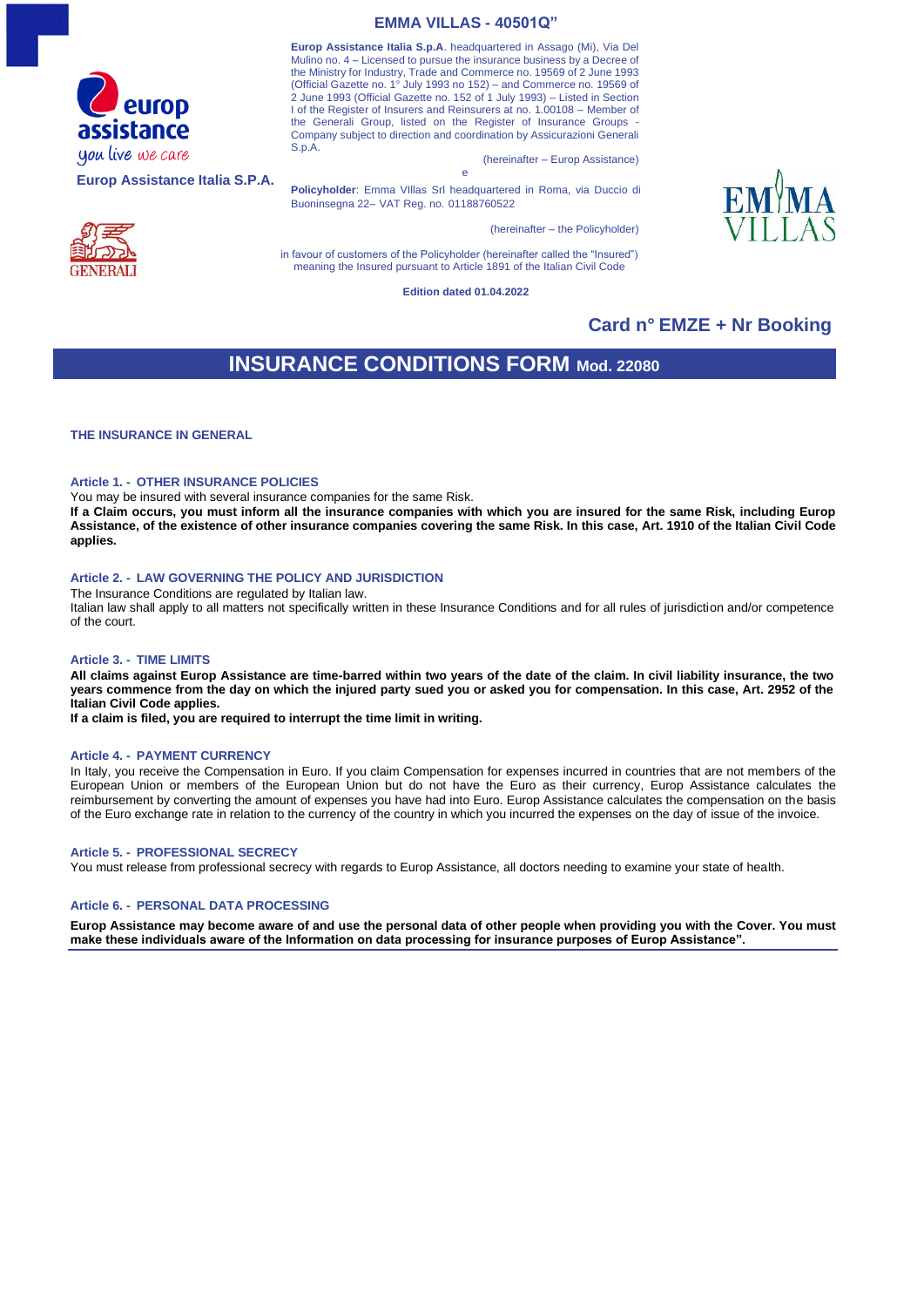# EMMA VILLAS - 40501Q"

Europ Assistance Italia S.P.A.

**Europ Assistance Italia S.p.A**. headquartered in Assago (Mi), Via Del Mulino no. 4 – Licensed to pursue the insurance business by a Decree of the Ministry for Industry, Trade and Commerce no. 19569 of 2 June 1993 (Official Gazette no. 1° July 1993 no 152) – and Commerce no. 19569 of 2 June 1993 (Official Gazette no. 152 of 1 July 1993) – Listed in Section I of the Register of Insurers and Reinsurers at no. 1.00108 – Member of the Generali Group, listed on the Register of Insurance Groups - Company subject to direction and coordination by Assicurazioni Generali S.p.A.

(hereinafter – Europ Assistance)

e

**Policyholder**: Emma VIllas Srl headquartered in Roma, via Duccio di Buoninsegna 22– VAT Reg. no. 01188760522

(hereinafter – the Policyholder)

in favour of customers of the Policyholder (hereinafter called the "Insured") meaning the Insured pursuant to Article 1891 of the Italian Civil Code

**Edition dated 01.04.2022**

## Card n° EMZE + Nr Booking

# INSURANCE CONDITIONS FORM Mod. 22080

## THE INSURANCE IN GENERAL

### Article 1. - OTHER INSURANCE POLICIES

You may be insured with several insurance companies for the same Risk.

**If a Claim occurs, you must inform all the insurance companies with which you are insured for the same Risk, including Europ Assistance, of the existence of other insurance companies covering the same Risk. In this case, Art. 1910 of the Italian Civil Code applies.**

### Article 2. - LAW GOVERNING THE POLICY AND JURISDICTION

The Insurance Conditions are regulated by Italian law.

Italian law shall apply to all matters not specifically written in these Insurance Conditions and for all rules of jurisdiction and/or competence of the court.

### Article 3. - TIME LIMITS

**All claims against Europ Assistance are time-barred within two years of the date of the claim. In civil liability insurance, the two years commence from the day on which the injured party sued you or asked you for compensation. In this case, Art. 2952 of the Italian Civil Code applies.**

**If a claim is filed, you are required to interrupt the time limit in writing.**

### Article 4. - PAYMENT CURRENCY

In Italy, you receive the Compensation in Euro. If you claim Compensation for expenses incurred in countries that are not members of the European Union or members of the European Union but do not have the Euro as their currency, Europ Assistance calculates the reimbursement by converting the amount of expenses you have had into Euro. Europ Assistance calculates the compensation on the basis of the Euro exchange rate in relation to the currency of the country in which you incurred the expenses on the day of issue of the invoice.

### Article 5. - PROFESSIONAL SECRECY

You must release from professional secrecy with regards to Europ Assistance, all doctors needing to examine your state of health.

### Article 6. - PERSONAL DATA PROCESSING

**Europ Assistance may become aware of and use the personal data of other people when providing you with the Cover. You must make these individuals aware of the Information on data processing for insurance purposes of Europ Assistance".**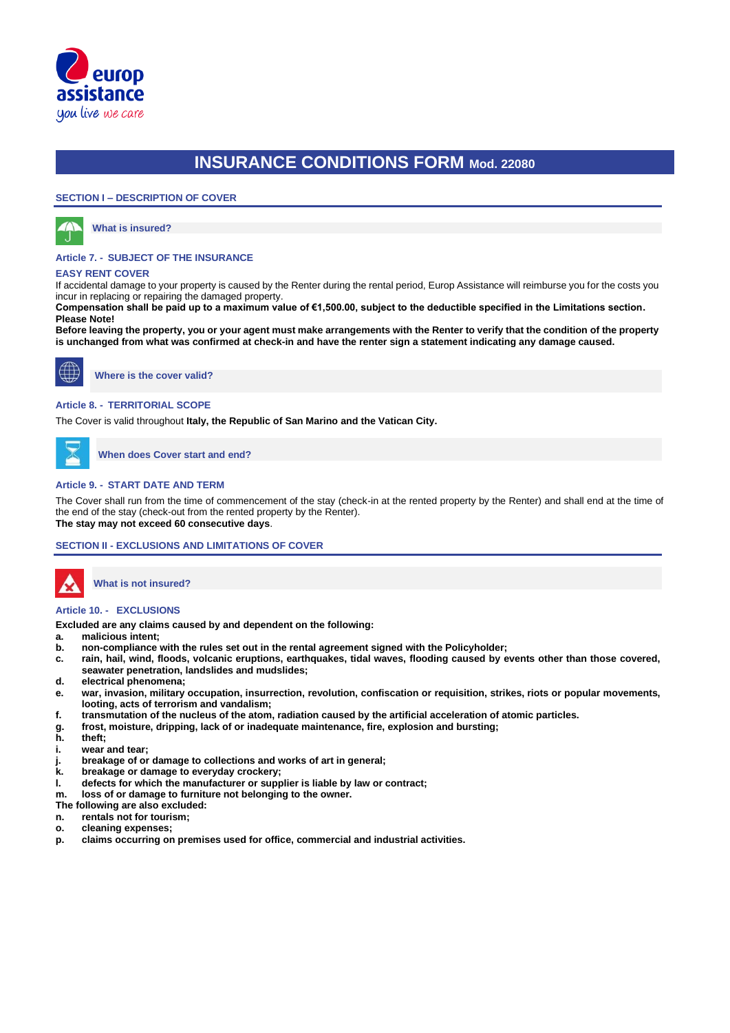# INSURANCE CONDITIONS FORM Mod. 22080

## SECTION I – DESCRIPTION OF COVER

### What is insured?

#### Article 7. - SUBJECT OF THE INSURANCE

**EASY RENT COVER**

If accidental damage to your property is caused by the Renter during the rental period, Europ Assistance will reimburse you for the costs you incur in replacing or repairing the damaged property.

**Compensation shall be paid up to a maximum value of €1,500.00, subject to the deductible specified in the Limitations section.**
**Please Note!**
**Before leaving the property, you or your agent must make arrangements with the Renter to verify that the condition of the property is unchanged from what was confirmed at check-in and have the renter sign a statement indicating any damage caused.**

### Where is the cover valid?

#### Article 8. - TERRITORIAL SCOPE

The Cover is valid throughout **Italy, the Republic of San Marino and the Vatican City.**

### When does Cover start and end?

#### Article 9. - START DATE AND TERM

The Cover shall run from the time of commencement of the stay (check-in at the rented property by the Renter) and shall end at the time of the end of the stay (check-out from the rented property by the Renter).
**The stay may not exceed 60 consecutive days**.

## SECTION II - EXCLUSIONS AND LIMITATIONS OF COVER

### What is not insured?

#### Article 10. - EXCLUSIONS

**Excluded are any claims caused by and dependent on the following:**

**a. malicious intent;**
**b. non-compliance with the rules set out in the rental agreement signed with the Policyholder;**
**c. rain, hail, wind, floods, volcanic eruptions, earthquakes, tidal waves, flooding caused by events other than those covered, seawater penetration, landslides and mudslides;**
**d. electrical phenomena;**
**e. war, invasion, military occupation, insurrection, revolution, confiscation or requisition, strikes, riots or popular movements, looting, acts of terrorism and vandalism;**
**f. transmutation of the nucleus of the atom, radiation caused by the artificial acceleration of atomic particles.**
**g. frost, moisture, dripping, lack of or inadequate maintenance, fire, explosion and bursting;**
**h. theft;**
**i. wear and tear;**
**j. breakage of or damage to collections and works of art in general;**
**k. breakage or damage to everyday crockery;**
**l. defects for which the manufacturer or supplier is liable by law or contract;**
**m. loss of or damage to furniture not belonging to the owner.**

**The following are also excluded:**

**n. rentals not for tourism;**
**o. cleaning expenses;**
**p. claims occurring on premises used for office, commercial and industrial activities.**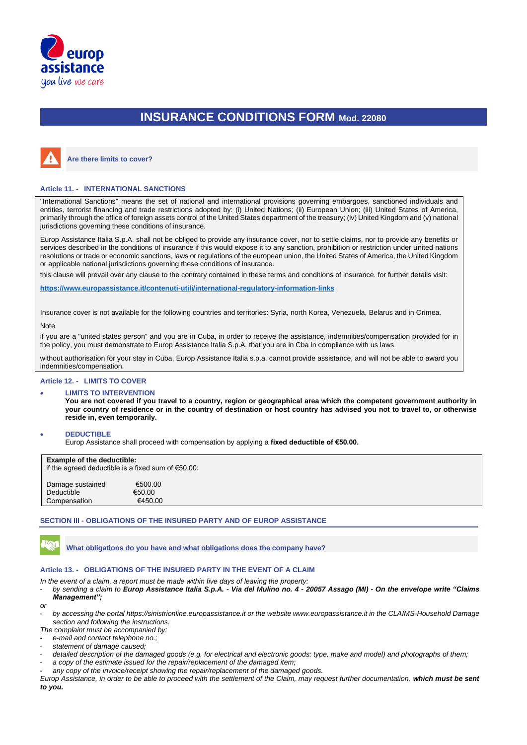# INSURANCE CONDITIONS FORM Mod. 22080

**Are there limits to cover?**

### Article 11. - INTERNATIONAL SANCTIONS

"International Sanctions" means the set of national and international provisions governing embargoes, sanctioned individuals and entities, terrorist financing and trade restrictions adopted by: (i) United Nations; (ii) European Union; (iii) United States of America, primarily through the office of foreign assets control of the United States department of the treasury; (iv) United Kingdom and (v) national jurisdictions governing these conditions of insurance.

Europ Assistance Italia S.p.A. shall not be obliged to provide any insurance cover, nor to settle claims, nor to provide any benefits or services described in the conditions of insurance if this would expose it to any sanction, prohibition or restriction under united nations resolutions or trade or economic sanctions, laws or regulations of the european union, the United States of America, the United Kingdom or applicable national jurisdictions governing these conditions of insurance.

this clause will prevail over any clause to the contrary contained in these terms and conditions of insurance. for further details visit:

**https://www.europassistance.it/contenuti-utili/international-regulatory-information-links**

Insurance cover is not available for the following countries and territories: Syria, north Korea, Venezuela, Belarus and in Crimea.

Note

if you are a "united states person" and you are in Cuba, in order to receive the assistance, indemnities/compensation provided for in the policy, you must demonstrate to Europ Assistance Italia S.p.A. that you are in Cba in compliance with us laws.

without authorisation for your stay in Cuba, Europ Assistance Italia s.p.a. cannot provide assistance, and will not be able to award you indemnities/compensation.

### Article 12. - LIMITS TO COVER

- **LIMITS TO INTERVENTION**
  **You are not covered if you travel to a country, region or geographical area which the competent government authority in your country of residence or in the country of destination or host country has advised you not to travel to, or otherwise reside in, even temporarily.**

- **DEDUCTIBLE**
  Europ Assistance shall proceed with compensation by applying a **fixed deductible of €50.00.**

**Example of the deductible:**
if the agreed deductible is a fixed sum of €50.00:

| | |
|---|---|
| Damage sustained | €500.00 |
| Deductible | €50.00 |
| Compensation | €450.00 |

## SECTION III - OBLIGATIONS OF THE INSURED PARTY AND OF EUROP ASSISTANCE

**What obligations do you have and what obligations does the company have?**

### Article 13. - OBLIGATIONS OF THE INSURED PARTY IN THE EVENT OF A CLAIM

*In the event of a claim, a report must be made within five days of leaving the property:*

- *by sending a claim to **Europ Assistance Italia S.p.A. - Via del Mulino no. 4 - 20057 Assago (MI) - On the envelope write "Claims Management";***

*or*

- *by accessing the portal https://sinistrionline.europassistance.it or the website www.europassistance.it in the CLAIMS-Household Damage section and following the instructions.*

*The complaint must be accompanied by:*

- *e-mail and contact telephone no.;*
- *statement of damage caused;*
- *detailed description of the damaged goods (e.g. for electrical and electronic goods: type, make and model) and photographs of them;*
- *a copy of the estimate issued for the repair/replacement of the damaged item;*
- *any copy of the invoice/receipt showing the repair/replacement of the damaged goods.*

*Europ Assistance, in order to be able to proceed with the settlement of the Claim, may request further documentation, **which must be sent to you.***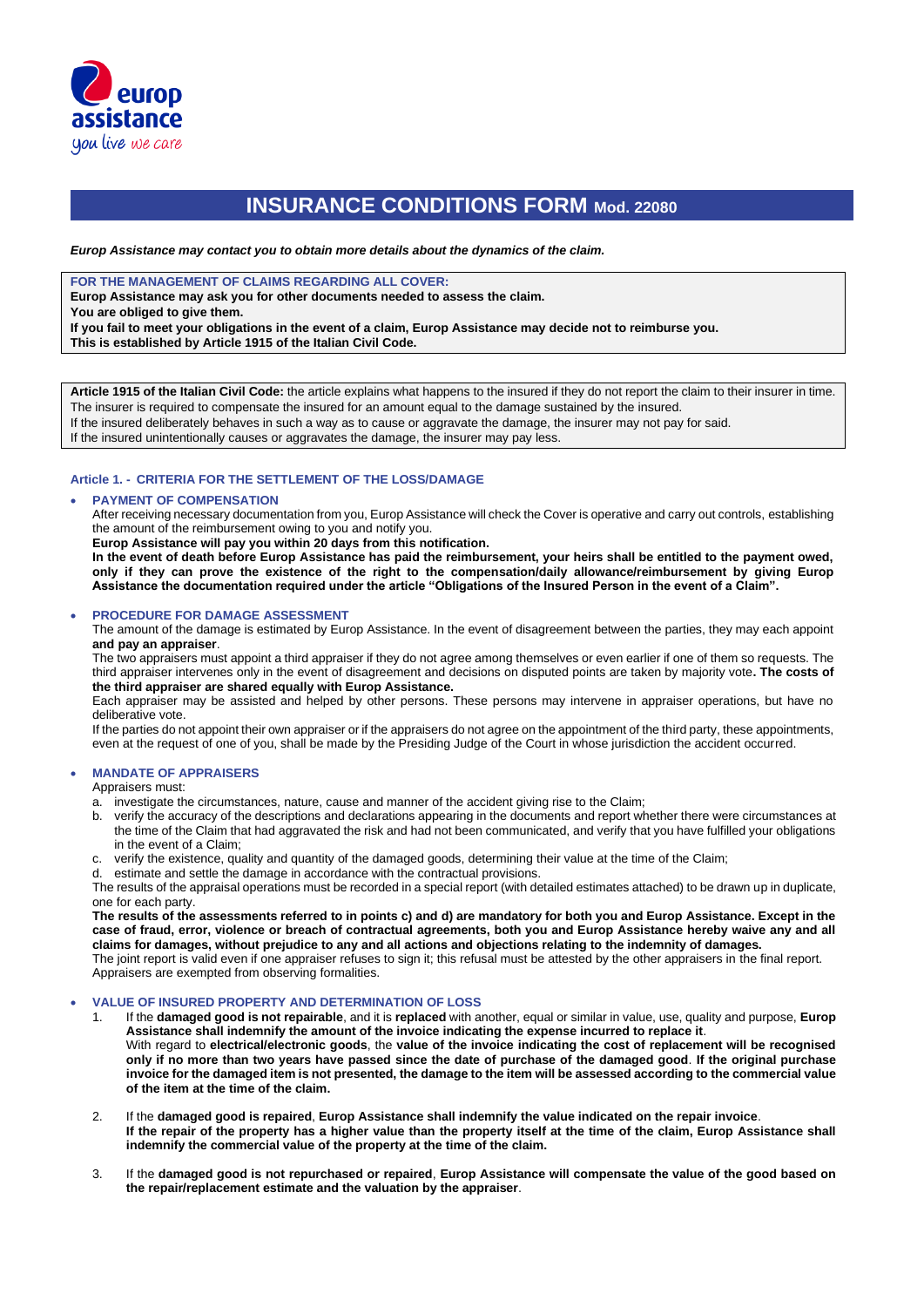# INSURANCE CONDITIONS FORM Mod. 22080

***Europ Assistance may contact you to obtain more details about the dynamics of the claim.***

**FOR THE MANAGEMENT OF CLAIMS REGARDING ALL COVER:**
**Europ Assistance may ask you for other documents needed to assess the claim.**
**You are obliged to give them.**
**If you fail to meet your obligations in the event of a claim, Europ Assistance may decide not to reimburse you.**
**This is established by Article 1915 of the Italian Civil Code.**

**Article 1915 of the Italian Civil Code:** the article explains what happens to the insured if they do not report the claim to their insurer in time.
The insurer is required to compensate the insured for an amount equal to the damage sustained by the insured.
If the insured deliberately behaves in such a way as to cause or aggravate the damage, the insurer may not pay for said.
If the insured unintentionally causes or aggravates the damage, the insurer may pay less.

### Article 1. - CRITERIA FOR THE SETTLEMENT OF THE LOSS/DAMAGE

- **PAYMENT OF COMPENSATION**

  After receiving necessary documentation from you, Europ Assistance will check the Cover is operative and carry out controls, establishing the amount of the reimbursement owing to you and notify you.
  **Europ Assistance will pay you within 20 days from this notification.**
  **In the event of death before Europ Assistance has paid the reimbursement, your heirs shall be entitled to the payment owed, only if they can prove the existence of the right to the compensation/daily allowance/reimbursement by giving Europ Assistance the documentation required under the article "Obligations of the Insured Person in the event of a Claim".**

- **PROCEDURE FOR DAMAGE ASSESSMENT**

  The amount of the damage is estimated by Europ Assistance. In the event of disagreement between the parties, they may each appoint **and pay an appraiser**.
  The two appraisers must appoint a third appraiser if they do not agree among themselves or even earlier if one of them so requests. The third appraiser intervenes only in the event of disagreement and decisions on disputed points are taken by majority vote**. The costs of the third appraiser are shared equally with Europ Assistance.**
  Each appraiser may be assisted and helped by other persons. These persons may intervene in appraiser operations, but have no deliberative vote.
  If the parties do not appoint their own appraiser or if the appraisers do not agree on the appointment of the third party, these appointments, even at the request of one of you, shall be made by the Presiding Judge of the Court in whose jurisdiction the accident occurred.

- **MANDATE OF APPRAISERS**

  Appraisers must:
  a. investigate the circumstances, nature, cause and manner of the accident giving rise to the Claim;
  b. verify the accuracy of the descriptions and declarations appearing in the documents and report whether there were circumstances at the time of the Claim that had aggravated the risk and had not been communicated, and verify that you have fulfilled your obligations in the event of a Claim;
  c. verify the existence, quality and quantity of the damaged goods, determining their value at the time of the Claim;
  d. estimate and settle the damage in accordance with the contractual provisions.

  The results of the appraisal operations must be recorded in a special report (with detailed estimates attached) to be drawn up in duplicate, one for each party.
  **The results of the assessments referred to in points c) and d) are mandatory for both you and Europ Assistance. Except in the case of fraud, error, violence or breach of contractual agreements, both you and Europ Assistance hereby waive any and all claims for damages, without prejudice to any and all actions and objections relating to the indemnity of damages.**
  The joint report is valid even if one appraiser refuses to sign it; this refusal must be attested by the other appraisers in the final report.
  Appraisers are exempted from observing formalities.

- **VALUE OF INSURED PROPERTY AND DETERMINATION OF LOSS**

  1. If the **damaged good is not repairable**, and it is **replaced** with another, equal or similar in value, use, quality and purpose, **Europ Assistance shall indemnify the amount of the invoice indicating the expense incurred to replace it**.
     With regard to **electrical/electronic goods**, the **value of the invoice indicating the cost of replacement will be recognised only if no more than two years have passed since the date of purchase of the damaged good**. **If the original purchase invoice for the damaged item is not presented, the damage to the item will be assessed according to the commercial value of the item at the time of the claim.**

  2. If the **damaged good is repaired**, **Europ Assistance shall indemnify the value indicated on the repair invoice**.
     **If the repair of the property has a higher value than the property itself at the time of the claim, Europ Assistance shall indemnify the commercial value of the property at the time of the claim.**

  3. If the **damaged good is not repurchased or repaired**, **Europ Assistance will compensate the value of the good based on the repair/replacement estimate and the valuation by the appraiser**.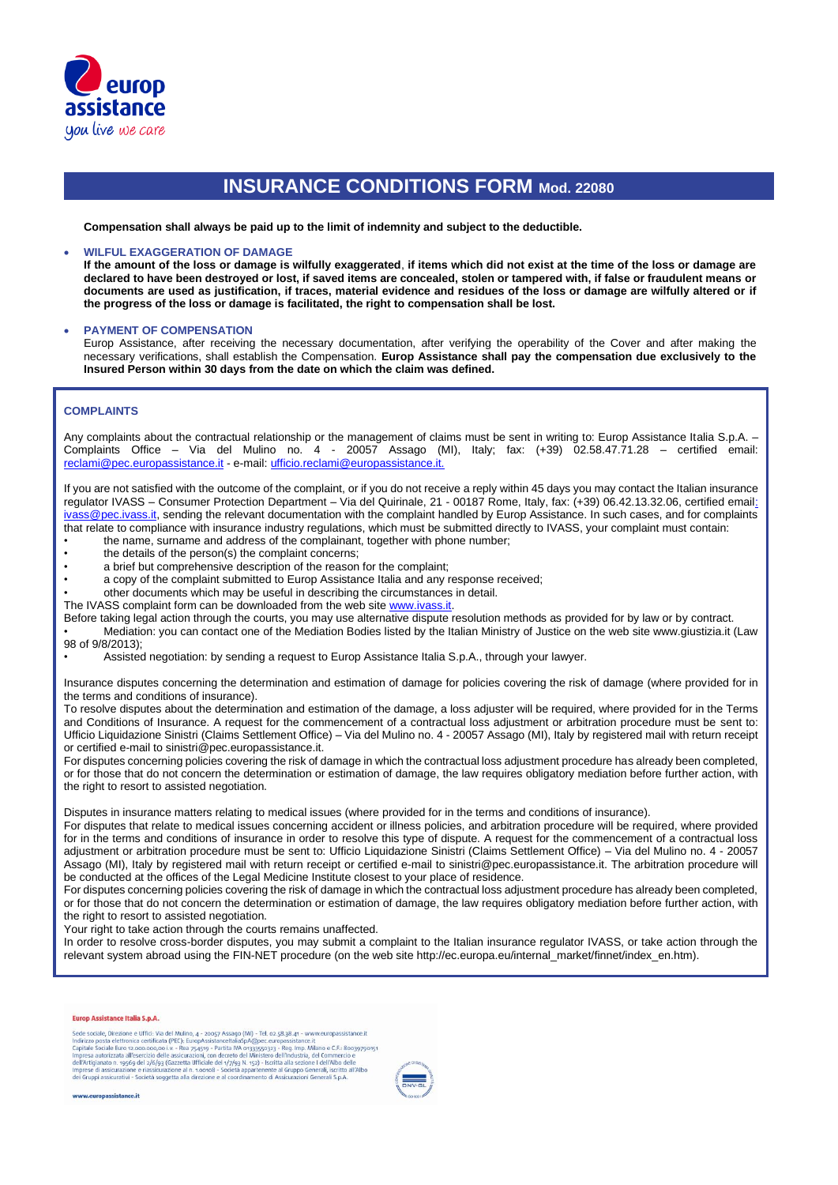# INSURANCE CONDITIONS FORM Mod. 22080

**Compensation shall always be paid up to the limit of indemnity and subject to the deductible.**

- **WILFUL EXAGGERATION OF DAMAGE**
  **If the amount of the loss or damage is wilfully exaggerated**, **if items which did not exist at the time of the loss or damage are declared to have been destroyed or lost, if saved items are concealed, stolen or tampered with, if false or fraudulent means or documents are used as justification, if traces, material evidence and residues of the loss or damage are wilfully altered or if the progress of the loss or damage is facilitated, the right to compensation shall be lost.**

- **PAYMENT OF COMPENSATION**
  Europ Assistance, after receiving the necessary documentation, after verifying the operability of the Cover and after making the necessary verifications, shall establish the Compensation. **Europ Assistance shall pay the compensation due exclusively to the Insured Person within 30 days from the date on which the claim was defined.**

## COMPLAINTS

Any complaints about the contractual relationship or the management of claims must be sent in writing to: Europ Assistance Italia S.p.A. – Complaints Office – Via del Mulino no. 4 - 20057 Assago (MI), Italy; fax: (+39) 02.58.47.71.28 – certified email: reclami@pec.europassistance.it - e-mail: ufficio.reclami@europassistance.it.

If you are not satisfied with the outcome of the complaint, or if you do not receive a reply within 45 days you may contact the Italian insurance regulator IVASS – Consumer Protection Department – Via del Quirinale, 21 - 00187 Rome, Italy, fax: (+39) 06.42.13.32.06, certified email: ivass@pec.ivass.it, sending the relevant documentation with the complaint handled by Europ Assistance. In such cases, and for complaints that relate to compliance with insurance industry regulations, which must be submitted directly to IVASS, your complaint must contain:

- the name, surname and address of the complainant, together with phone number;
- the details of the person(s) the complaint concerns;
- a brief but comprehensive description of the reason for the complaint;
- a copy of the complaint submitted to Europ Assistance Italia and any response received;
- other documents which may be useful in describing the circumstances in detail.

The IVASS complaint form can be downloaded from the web site www.ivass.it.

Before taking legal action through the courts, you may use alternative dispute resolution methods as provided for by law or by contract.

- Mediation: you can contact one of the Mediation Bodies listed by the Italian Ministry of Justice on the web site www.giustizia.it (Law 98 of 9/8/2013);
- Assisted negotiation: by sending a request to Europ Assistance Italia S.p.A., through your lawyer.

Insurance disputes concerning the determination and estimation of damage for policies covering the risk of damage (where provided for in the terms and conditions of insurance).

To resolve disputes about the determination and estimation of the damage, a loss adjuster will be required, where provided for in the Terms and Conditions of Insurance. A request for the commencement of a contractual loss adjustment or arbitration procedure must be sent to: Ufficio Liquidazione Sinistri (Claims Settlement Office) – Via del Mulino no. 4 - 20057 Assago (MI), Italy by registered mail with return receipt or certified e-mail to sinistri@pec.europassistance.it.

For disputes concerning policies covering the risk of damage in which the contractual loss adjustment procedure has already been completed, or for those that do not concern the determination or estimation of damage, the law requires obligatory mediation before further action, with the right to resort to assisted negotiation.

Disputes in insurance matters relating to medical issues (where provided for in the terms and conditions of insurance).

For disputes that relate to medical issues concerning accident or illness policies, and arbitration procedure will be required, where provided for in the terms and conditions of insurance in order to resolve this type of dispute. A request for the commencement of a contractual loss adjustment or arbitration procedure must be sent to: Ufficio Liquidazione Sinistri (Claims Settlement Office) – Via del Mulino no. 4 - 20057 Assago (MI), Italy by registered mail with return receipt or certified e-mail to sinistri@pec.europassistance.it. The arbitration procedure will be conducted at the offices of the Legal Medicine Institute closest to your place of residence.

For disputes concerning policies covering the risk of damage in which the contractual loss adjustment procedure has already been completed, or for those that do not concern the determination or estimation of damage, the law requires obligatory mediation before further action, with the right to resort to assisted negotiation.

Your right to take action through the courts remains unaffected.

In order to resolve cross-border disputes, you may submit a complaint to the Italian insurance regulator IVASS, or take action through the relevant system abroad using the FIN-NET procedure (on the web site http://ec.europa.eu/internal_market/finnet/index_en.htm).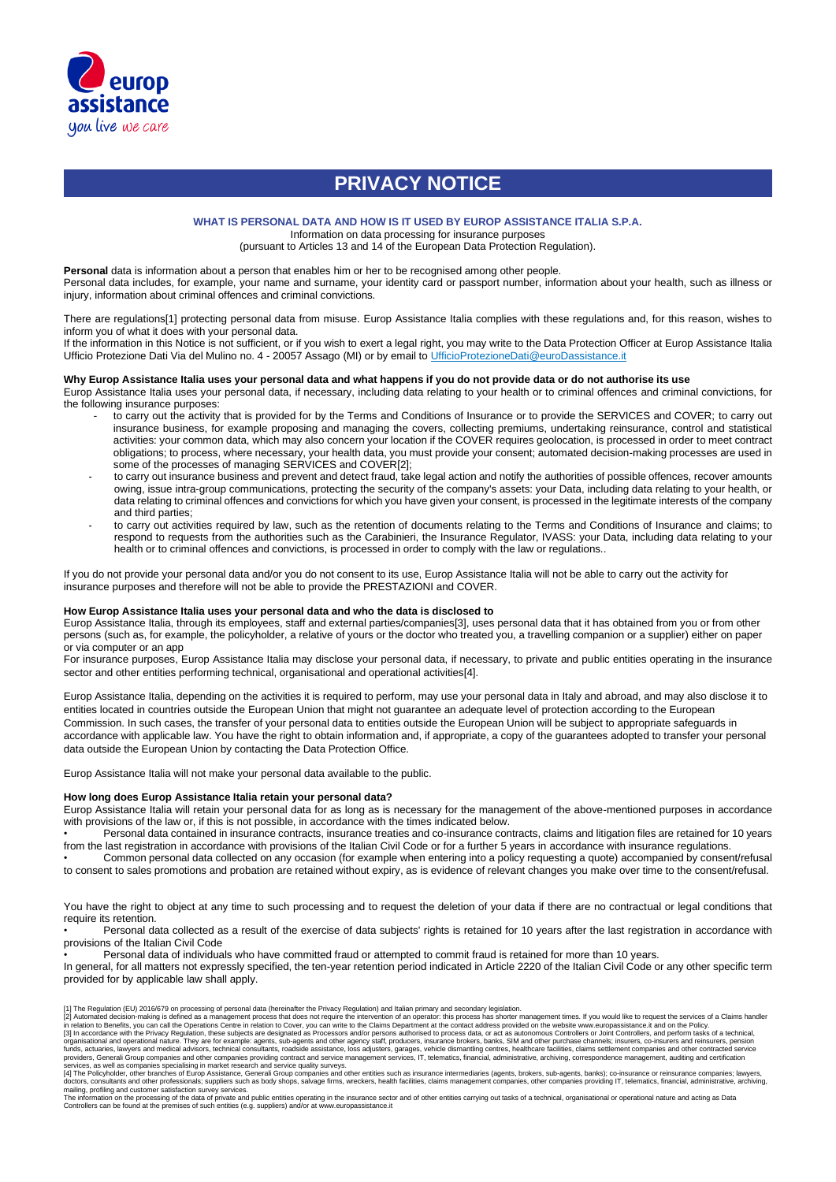# PRIVACY NOTICE

**WHAT IS PERSONAL DATA AND HOW IS IT USED BY EUROP ASSISTANCE ITALIA S.P.A.**

Information on data processing for insurance purposes
(pursuant to Articles 13 and 14 of the European Data Protection Regulation).

**Personal** data is information about a person that enables him or her to be recognised among other people.
Personal data includes, for example, your name and surname, your identity card or passport number, information about your health, such as illness or injury, information about criminal offences and criminal convictions.

There are regulations[1] protecting personal data from misuse. Europ Assistance Italia complies with these regulations and, for this reason, wishes to inform you of what it does with your personal data.
If the information in this Notice is not sufficient, or if you wish to exert a legal right, you may write to the Data Protection Officer at Europ Assistance Italia Ufficio Protezione Dati Via del Mulino no. 4 - 20057 Assago (MI) or by email to UfficioProtezioneDati@euroDassistance.it

**Why Europ Assistance Italia uses your personal data and what happens if you do not provide data or do not authorise its use**

Europ Assistance Italia uses your personal data, if necessary, including data relating to your health or to criminal offences and criminal convictions, for the following insurance purposes:

- to carry out the activity that is provided for by the Terms and Conditions of Insurance or to provide the SERVICES and COVER; to carry out insurance business, for example proposing and managing the covers, collecting premiums, undertaking reinsurance, control and statistical activities: your common data, which may also concern your location if the COVER requires geolocation, is processed in order to meet contract obligations; to process, where necessary, your health data, you must provide your consent; automated decision-making processes are used in some of the processes of managing SERVICES and COVER[2];
- to carry out insurance business and prevent and detect fraud, take legal action and notify the authorities of possible offences, recover amounts owing, issue intra-group communications, protecting the security of the company's assets: your Data, including data relating to your health, or data relating to criminal offences and convictions for which you have given your consent, is processed in the legitimate interests of the company and third parties;
- to carry out activities required by law, such as the retention of documents relating to the Terms and Conditions of Insurance and claims; to respond to requests from the authorities such as the Carabinieri, the Insurance Regulator, IVASS: your Data, including data relating to your health or to criminal offences and convictions, is processed in order to comply with the law or regulations..

If you do not provide your personal data and/or you do not consent to its use, Europ Assistance Italia will not be able to carry out the activity for insurance purposes and therefore will not be able to provide the PRESTAZIONI and COVER.

**How Europ Assistance Italia uses your personal data and who the data is disclosed to**

Europ Assistance Italia, through its employees, staff and external parties/companies[3], uses personal data that it has obtained from you or from other persons (such as, for example, the policyholder, a relative of yours or the doctor who treated you, a travelling companion or a supplier) either on paper or via computer or an app
For insurance purposes, Europ Assistance Italia may disclose your personal data, if necessary, to private and public entities operating in the insurance sector and other entities performing technical, organisational and operational activities[4].

Europ Assistance Italia, depending on the activities it is required to perform, may use your personal data in Italy and abroad, and may also disclose it to entities located in countries outside the European Union that might not guarantee an adequate level of protection according to the European Commission. In such cases, the transfer of your personal data to entities outside the European Union will be subject to appropriate safeguards in accordance with applicable law. You have the right to obtain information and, if appropriate, a copy of the guarantees adopted to transfer your personal data outside the European Union by contacting the Data Protection Office.

Europ Assistance Italia will not make your personal data available to the public.

**How long does Europ Assistance Italia retain your personal data?**

Europ Assistance Italia will retain your personal data for as long as is necessary for the management of the above-mentioned purposes in accordance with provisions of the law or, if this is not possible, in accordance with the times indicated below.

- Personal data contained in insurance contracts, insurance treaties and co-insurance contracts, claims and litigation files are retained for 10 years from the last registration in accordance with provisions of the Italian Civil Code or for a further 5 years in accordance with insurance regulations.
- Common personal data collected on any occasion (for example when entering into a policy requesting a quote) accompanied by consent/refusal to consent to sales promotions and probation are retained without expiry, as is evidence of relevant changes you make over time to the consent/refusal.

You have the right to object at any time to such processing and to request the deletion of your data if there are no contractual or legal conditions that require its retention.

- Personal data collected as a result of the exercise of data subjects' rights is retained for 10 years after the last registration in accordance with provisions of the Italian Civil Code
- Personal data of individuals who have committed fraud or attempted to commit fraud is retained for more than 10 years.

In general, for all matters not expressly specified, the ten-year retention period indicated in Article 2220 of the Italian Civil Code or any other specific term provided for by applicable law shall apply.

[1] The Regulation (EU) 2016/679 on processing of personal data (hereinafter the Privacy Regulation) and Italian primary and secondary legislation.
[2] Automated decision-making is defined as a management process that does not require the intervention of an operator: this process has shorter management times. If you would like to request the services of a Claims handler in relation to Benefits, you can call the Operations Centre in relation to Cover, you can write to the Claims Department at the contact address provided on the website www.europassistance.it and on the Policy.
[3] In accordance with the Privacy Regulation, these subjects are designated as Processors and/or persons authorised to process data, or act as autonomous Controllers or Joint Controllers, and perform tasks of a technical, organisational and operational nature. They are for example: agents, sub-agents and other agency staff, producers, insurance brokers, banks, SIM and other purchase channels; insurers, co-insurers and reinsurers, pension funds, actuaries, lawyers and medical advisors, technical consultants, roadside assistance, loss adjusters, garages, vehicle dismantling centres, healthcare facilities, claims settlement companies and other contracted service providers, Generali Group companies and other companies providing contract and service management services, IT, telematics, financial, administrative, archiving, correspondence management, auditing and certification services, as well as companies specialising in market research and service quality surveys.
[4] The Policyholder, other branches of Europ Assistance, Generali Group companies and other entities such as insurance intermediaries (agents, brokers, sub-agents, banks); co-insurance or reinsurance companies; lawyers, doctors, consultants and other professionals; suppliers such as body shops, salvage firms, wreckers, health facilities, claims management companies, other companies providing IT, telematics, financial, administrative, archiving, mailing, profiling and customer satisfaction survey services.
The information on the processing of the data of private and public entities operating in the insurance sector and of other entities carrying out tasks of a technical, organisational or operational nature and acting as Data Controllers can be found at the premises of such entities (e.g. suppliers) and/or at www.europassistance.it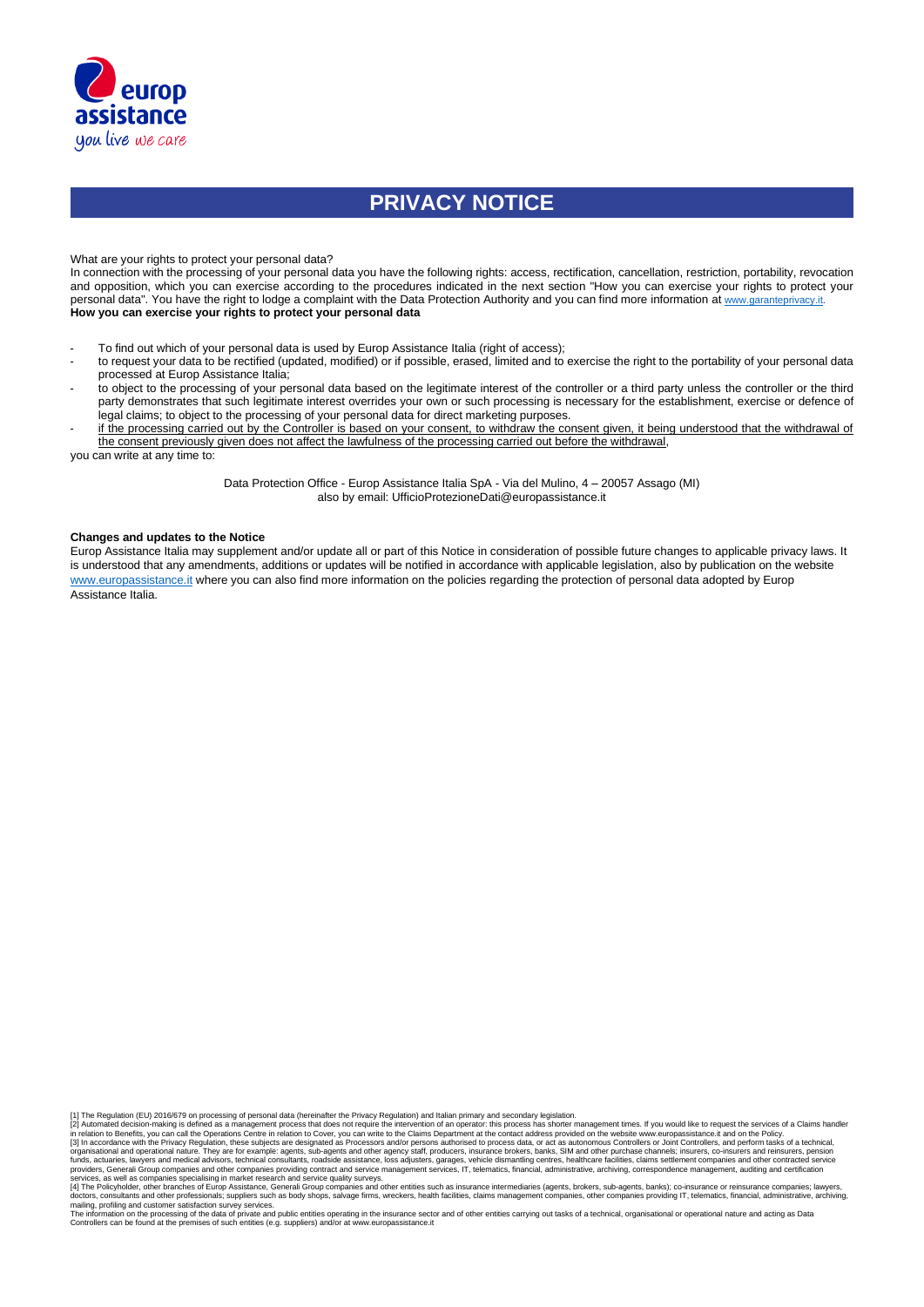# PRIVACY NOTICE

What are your rights to protect your personal data?

In connection with the processing of your personal data you have the following rights: access, rectification, cancellation, restriction, portability, revocation and opposition, which you can exercise according to the procedures indicated in the next section "How you can exercise your rights to protect your personal data". You have the right to lodge a complaint with the Data Protection Authority and you can find more information at www.garanteprivacy.it.

**How you can exercise your rights to protect your personal data**

- To find out which of your personal data is used by Europ Assistance Italia (right of access);
- to request your data to be rectified (updated, modified) or if possible, erased, limited and to exercise the right to the portability of your personal data processed at Europ Assistance Italia;
- to object to the processing of your personal data based on the legitimate interest of the controller or a third party unless the controller or the third party demonstrates that such legitimate interest overrides your own or such processing is necessary for the establishment, exercise or defence of legal claims; to object to the processing of your personal data for direct marketing purposes.
- <u>if the processing carried out by the Controller is based on your consent, to withdraw the consent given, it being understood that the withdrawal of the consent previously given does not affect the lawfulness of the processing carried out before the withdrawal</u>,

you can write at any time to:

Data Protection Office - Europ Assistance Italia SpA - Via del Mulino, 4 – 20057 Assago (MI)
also by email: UfficioProtezioneDati@europassistance.it

**Changes and updates to the Notice**

Europ Assistance Italia may supplement and/or update all or part of this Notice in consideration of possible future changes to applicable privacy laws. It is understood that any amendments, additions or updates will be notified in accordance with applicable legislation, also by publication on the website www.europassistance.it where you can also find more information on the policies regarding the protection of personal data adopted by Europ Assistance Italia.

[1] The Regulation (EU) 2016/679 on processing of personal data (hereinafter the Privacy Regulation) and Italian primary and secondary legislation.
[2] Automated decision-making is defined as a management process that does not require the intervention of an operator: this process has shorter management times. If you would like to request the services of a Claims handler in relation to Benefits, you can call the Operations Centre in relation to Cover, you can write to the Claims Department at the contact address provided on the website www.europassistance.it and on the Policy.
[3] In accordance with the Privacy Regulation, these subjects are designated as Processors and/or persons authorised to process data, or act as autonomous Controllers or Joint Controllers, and perform tasks of a technical, organisational and operational nature. They are for example: agents, sub-agents and other agency staff, producers, insurance brokers, banks, SIM and other purchase channels; insurers, co-insurers and reinsurers, pension funds, actuaries, lawyers and medical advisors, technical consultants, roadside assistance, loss adjusters, garages, vehicle dismantling centres, healthcare facilities, claims settlement companies and other contracted service providers, Generali Group companies and other companies providing contract and service management services, IT, telematics, financial, administrative, archiving, correspondence management, auditing and certification services, as well as companies specialising in market research and service quality surveys.
[4] The Policyholder, other branches of Europ Assistance, Generali Group companies and other entities such as insurance intermediaries (agents, brokers, sub-agents, banks); co-insurance or reinsurance companies; lawyers, doctors, consultants and other professionals; suppliers such as body shops, salvage firms, wreckers, health facilities, claims management companies, other companies providing IT, telematics, financial, administrative, archiving, mailing, profiling and customer satisfaction survey services.
The information on the processing of the data of private and public entities operating in the insurance sector and of other entities carrying out tasks of a technical, organisational or operational nature and acting as Data Controllers can be found at the premises of such entities (e.g. suppliers) and/or at www.europassistance.it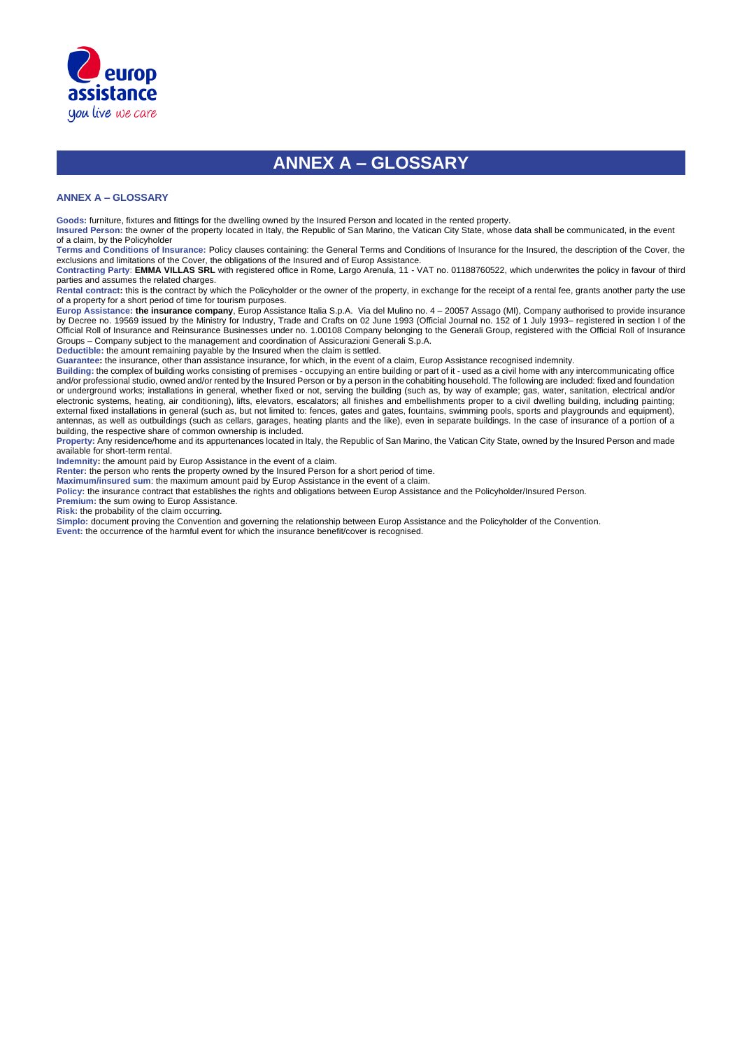# ANNEX A – GLOSSARY

## ANNEX A – GLOSSARY

**Goods:** furniture, fixtures and fittings for the dwelling owned by the Insured Person and located in the rented property.
**Insured Person:** the owner of the property located in Italy, the Republic of San Marino, the Vatican City State, whose data shall be communicated, in the event of a claim, by the Policyholder
**Terms and Conditions of Insurance:** Policy clauses containing: the General Terms and Conditions of Insurance for the Insured, the description of the Cover, the exclusions and limitations of the Cover, the obligations of the Insured and of Europ Assistance.
**Contracting Party**: **EMMA VILLAS SRL** with registered office in Rome, Largo Arenula, 11 - VAT no. 01188760522, which underwrites the policy in favour of third parties and assumes the related charges.
**Rental contract:** this is the contract by which the Policyholder or the owner of the property, in exchange for the receipt of a rental fee, grants another party the use of a property for a short period of time for tourism purposes.
**Europ Assistance: the insurance company**, Europ Assistance Italia S.p.A. Via del Mulino no. 4 – 20057 Assago (MI), Company authorised to provide insurance by Decree no. 19569 issued by the Ministry for Industry, Trade and Crafts on 02 June 1993 (Official Journal no. 152 of 1 July 1993– registered in section I of the Official Roll of Insurance and Reinsurance Businesses under no. 1.00108 Company belonging to the Generali Group, registered with the Official Roll of Insurance Groups – Company subject to the management and coordination of Assicurazioni Generali S.p.A.
**Deductible:** the amount remaining payable by the Insured when the claim is settled.
**Guarantee:** the insurance, other than assistance insurance, for which, in the event of a claim, Europ Assistance recognised indemnity.
**Building:** the complex of building works consisting of premises - occupying an entire building or part of it - used as a civil home with any intercommunicating office and/or professional studio, owned and/or rented by the Insured Person or by a person in the cohabiting household. The following are included: fixed and foundation or underground works; installations in general, whether fixed or not, serving the building (such as, by way of example; gas, water, sanitation, electrical and/or electronic systems, heating, air conditioning), lifts, elevators, escalators; all finishes and embellishments proper to a civil dwelling building, including painting; external fixed installations in general (such as, but not limited to: fences, gates and gates, fountains, swimming pools, sports and playgrounds and equipment), antennas, as well as outbuildings (such as cellars, garages, heating plants and the like), even in separate buildings. In the case of insurance of a portion of a building, the respective share of common ownership is included.
**Property:** Any residence/home and its appurtenances located in Italy, the Republic of San Marino, the Vatican City State, owned by the Insured Person and made available for short-term rental.
**Indemnity:** the amount paid by Europ Assistance in the event of a claim.
**Renter:** the person who rents the property owned by the Insured Person for a short period of time.
**Maximum/insured sum**: the maximum amount paid by Europ Assistance in the event of a claim.
**Policy:** the insurance contract that establishes the rights and obligations between Europ Assistance and the Policyholder/Insured Person.
**Premium:** the sum owing to Europ Assistance.
**Risk:** the probability of the claim occurring.
**Simplo:** document proving the Convention and governing the relationship between Europ Assistance and the Policyholder of the Convention.
**Event:** the occurrence of the harmful event for which the insurance benefit/cover is recognised.